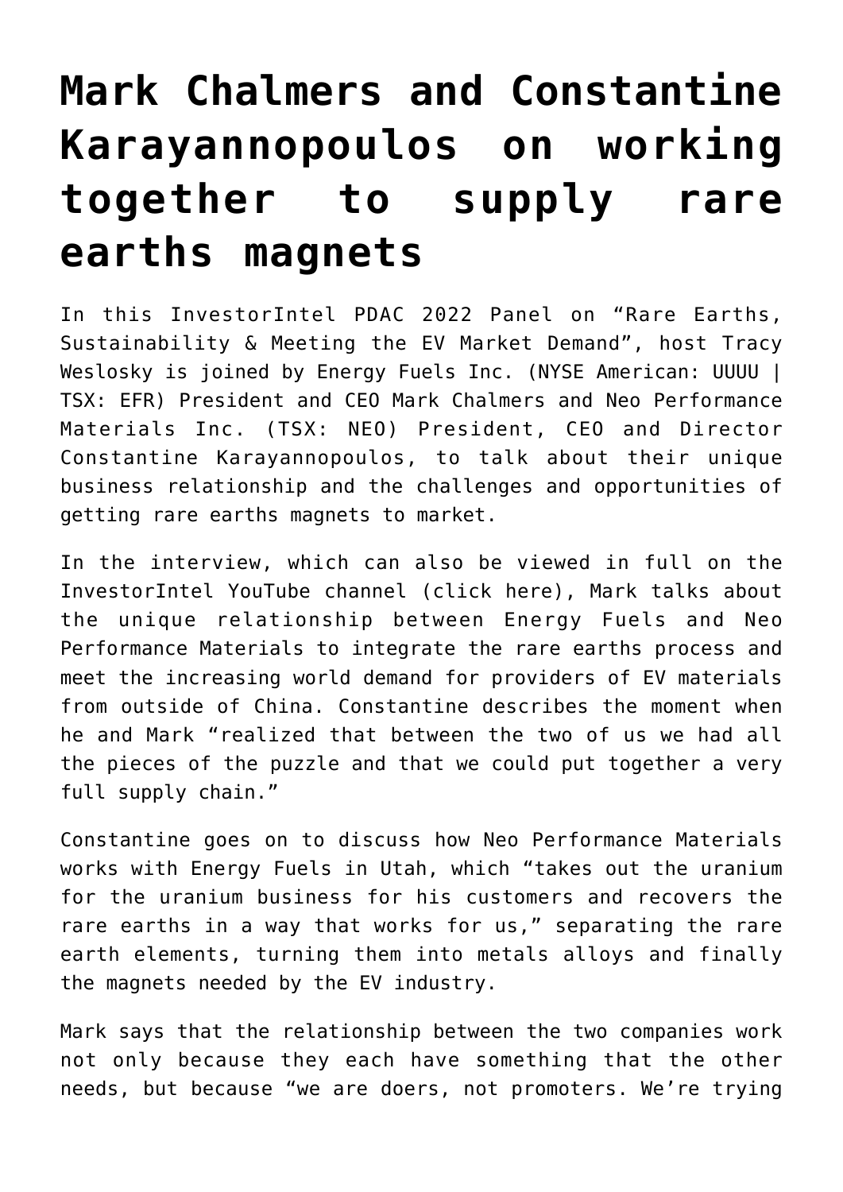# Mark Chalmers and Constantine Karayannopoulos on working together to supply rare earths magnets

In this InvestorIntel PDAC 2022 Panel on "Rare Earths, Sustainability & Meeting the EV Market Demand", host Tracy Weslosky is joined by Energy Fuels Inc. (NYSE American: UUUU | TSX: EFR) President and CEO Mark Chalmers and Neo Performance Materials Inc. (TSX: NEO) President, CEO and Director Constantine Karayannopoulos, to talk about their unique business relationship and the challenges and opportunities of getting rare earths magnets to market.

In the interview, which can also be viewed in full on the InvestorIntel YouTube channel (click here), Mark talks about the unique relationship between Energy Fuels and Neo Performance Materials to integrate the rare earths process and meet the increasing world demand for providers of EV materials from outside of China. Constantine describes the moment when he and Mark "realized that between the two of us we had all the pieces of the puzzle and that we could put together a very full supply chain."

Constantine goes on to discuss how Neo Performance Materials works with Energy Fuels in Utah, which "takes out the uranium for the uranium business for his customers and recovers the rare earths in a way that works for us," separating the rare earth elements, turning them into metals alloys and finally the magnets needed by the EV industry.

Mark says that the relationship between the two companies work not only because they each have something that the other needs, but because "we are doers, not promoters. We're trying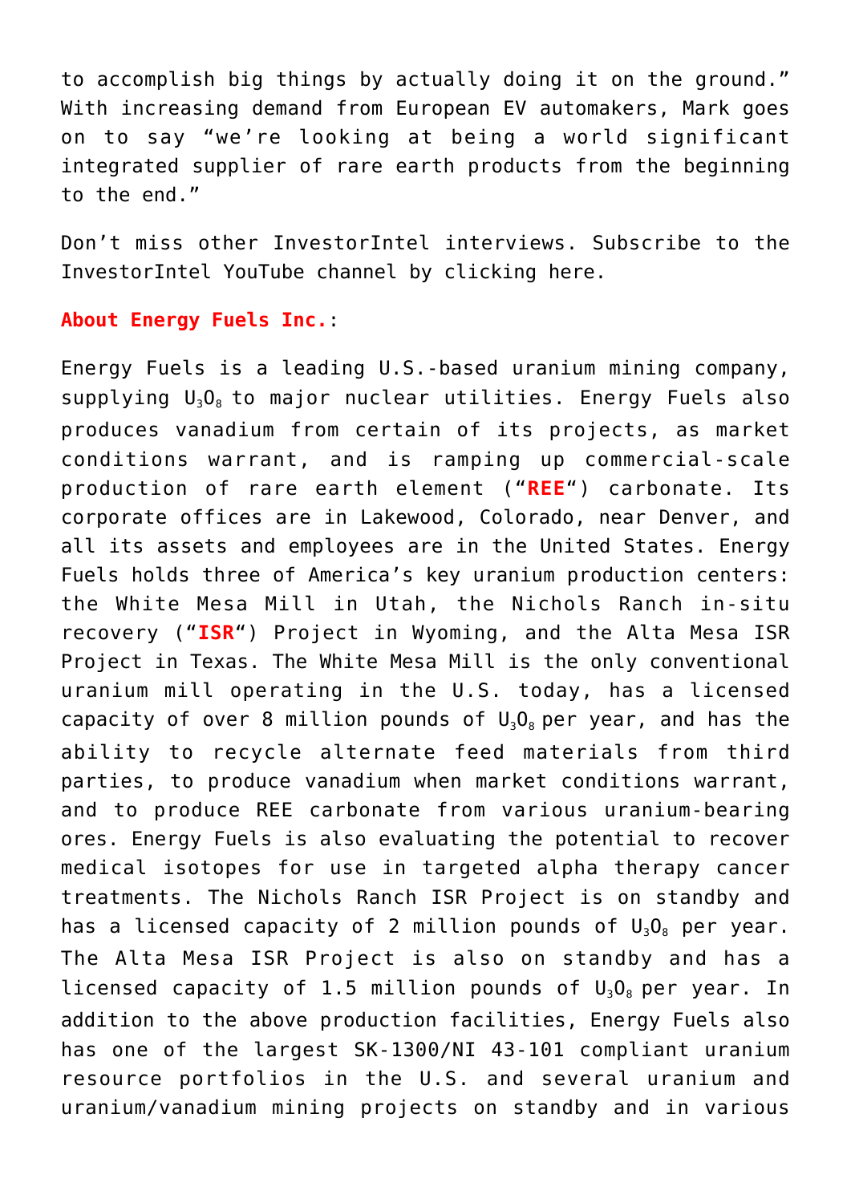to accomplish big things by actually doing it on the ground." With increasing demand from European EV automakers, Mark goes on to say "we're looking at being a world significant integrated supplier of rare earth products from the beginning to the end."

Don't miss other InvestorIntel interviews. Subscribe to the InvestorIntel YouTube channel by clicking here.

**About Energy Fuels Inc.**:

Energy Fuels is a leading U.S.-based uranium mining company, supplying $U_3O_8$ to major nuclear utilities. Energy Fuels also produces vanadium from certain of its projects, as market conditions warrant, and is ramping up commercial-scale production of rare earth element ("**REE**") carbonate. Its corporate offices are in Lakewood, Colorado, near Denver, and all its assets and employees are in the United States. Energy Fuels holds three of America's key uranium production centers: the White Mesa Mill in Utah, the Nichols Ranch in-situ recovery ("**ISR**") Project in Wyoming, and the Alta Mesa ISR Project in Texas. The White Mesa Mill is the only conventional uranium mill operating in the U.S. today, has a licensed capacity of over 8 million pounds of $U_3O_8$ per year, and has the ability to recycle alternate feed materials from third parties, to produce vanadium when market conditions warrant, and to produce REE carbonate from various uranium-bearing ores. Energy Fuels is also evaluating the potential to recover medical isotopes for use in targeted alpha therapy cancer treatments. The Nichols Ranch ISR Project is on standby and has a licensed capacity of 2 million pounds of $U_3O_8$ per year. The Alta Mesa ISR Project is also on standby and has a licensed capacity of 1.5 million pounds of $U_3O_8$ per year. In addition to the above production facilities, Energy Fuels also has one of the largest SK-1300/NI 43-101 compliant uranium resource portfolios in the U.S. and several uranium and uranium/vanadium mining projects on standby and in various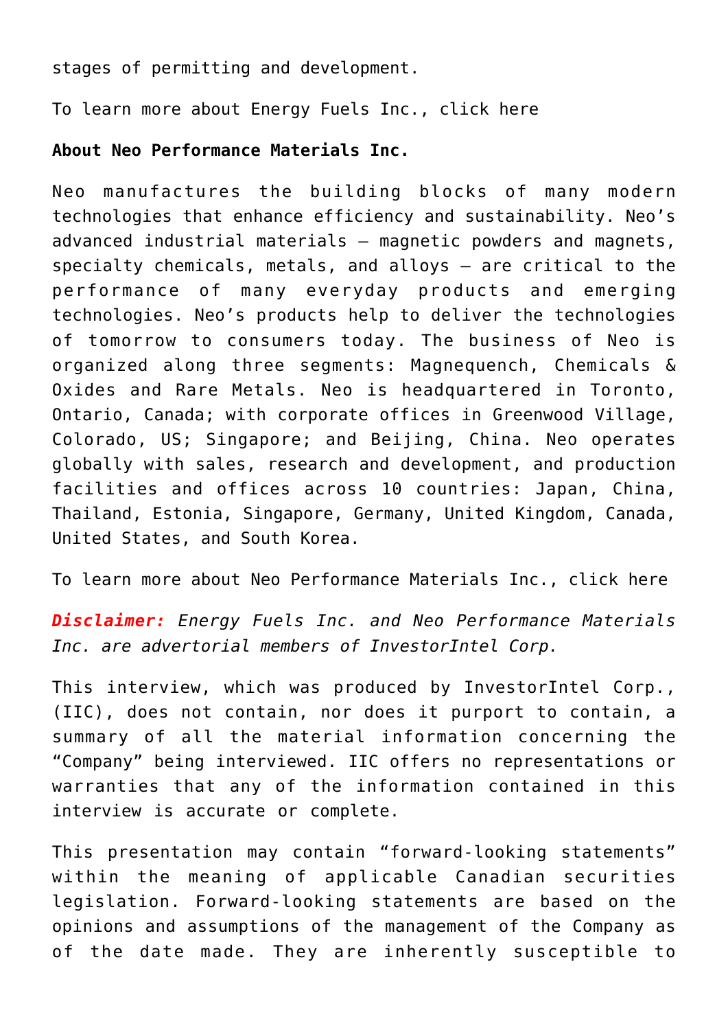stages of permitting and development.

To learn more about Energy Fuels Inc., click here

**About Neo Performance Materials Inc.**

Neo manufactures the building blocks of many modern technologies that enhance efficiency and sustainability. Neo's advanced industrial materials – magnetic powders and magnets, specialty chemicals, metals, and alloys – are critical to the performance of many everyday products and emerging technologies. Neo's products help to deliver the technologies of tomorrow to consumers today. The business of Neo is organized along three segments: Magnequench, Chemicals & Oxides and Rare Metals. Neo is headquartered in Toronto, Ontario, Canada; with corporate offices in Greenwood Village, Colorado, US; Singapore; and Beijing, China. Neo operates globally with sales, research and development, and production facilities and offices across 10 countries: Japan, China, Thailand, Estonia, Singapore, Germany, United Kingdom, Canada, United States, and South Korea.

To learn more about Neo Performance Materials Inc., click here

***Disclaimer:*** *Energy Fuels Inc. and Neo Performance Materials Inc. are advertorial members of InvestorIntel Corp.*

This interview, which was produced by InvestorIntel Corp., (IIC), does not contain, nor does it purport to contain, a summary of all the material information concerning the "Company" being interviewed. IIC offers no representations or warranties that any of the information contained in this interview is accurate or complete.

This presentation may contain "forward-looking statements" within the meaning of applicable Canadian securities legislation. Forward-looking statements are based on the opinions and assumptions of the management of the Company as of the date made. They are inherently susceptible to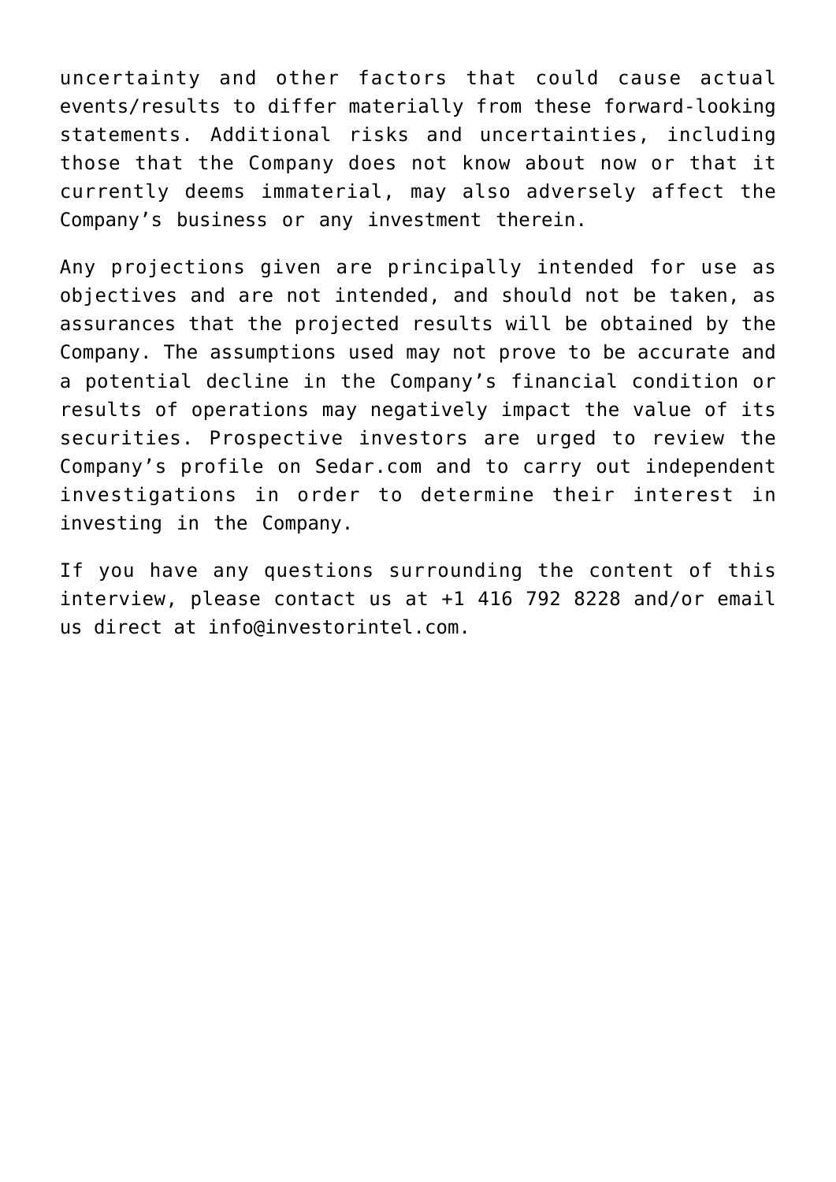uncertainty and other factors that could cause actual events/results to differ materially from these forward-looking statements. Additional risks and uncertainties, including those that the Company does not know about now or that it currently deems immaterial, may also adversely affect the Company's business or any investment therein.

Any projections given are principally intended for use as objectives and are not intended, and should not be taken, as assurances that the projected results will be obtained by the Company. The assumptions used may not prove to be accurate and a potential decline in the Company's financial condition or results of operations may negatively impact the value of its securities. Prospective investors are urged to review the Company's profile on Sedar.com and to carry out independent investigations in order to determine their interest in investing in the Company.

If you have any questions surrounding the content of this interview, please contact us at +1 416 792 8228 and/or email us direct at info@investorintel.com.